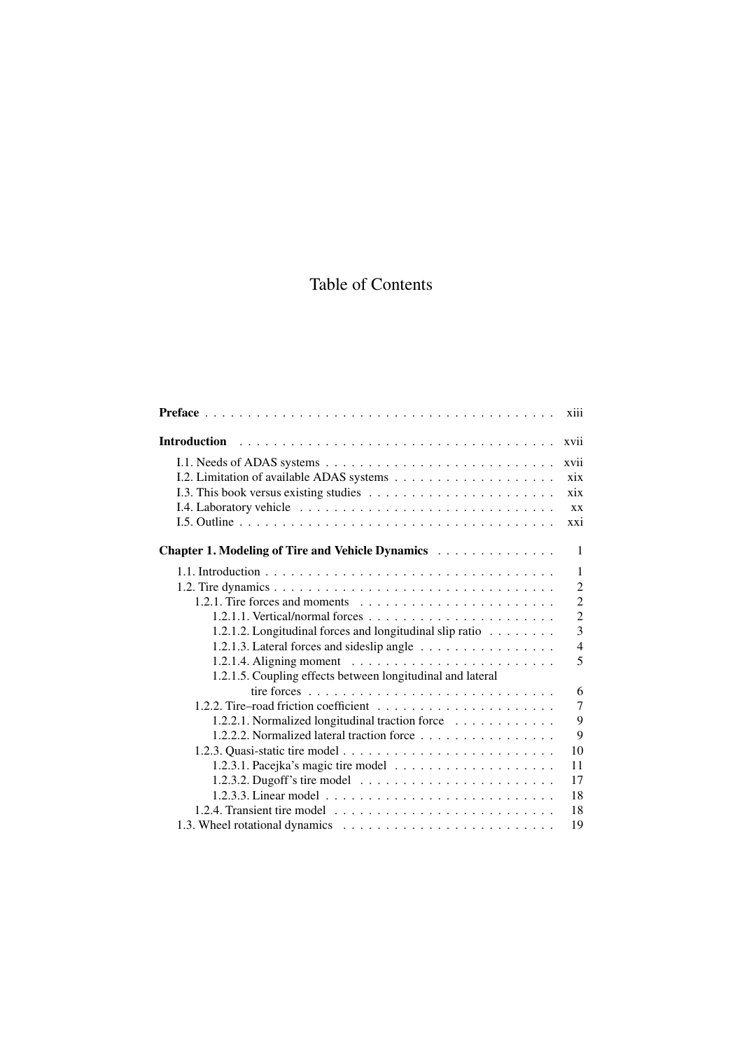# Table of Contents

**Preface** . . . . . . . . . . . . . . . . . . . . . . . . . . . . . . . . . . . . . . . . xiii

**Introduction** . . . . . . . . . . . . . . . . . . . . . . . . . . . . . . . . . . . . . xvii

- I.1. Needs of ADAS systems . . . . . . . . . . . . . . . . . . . . . . . . . . . xvii
- I.2. Limitation of available ADAS systems . . . . . . . . . . . . . . . . . . . . xix
- I.3. This book versus existing studies . . . . . . . . . . . . . . . . . . . . . . xix
- I.4. Laboratory vehicle . . . . . . . . . . . . . . . . . . . . . . . . . . . . . . xx
- I.5. Outline . . . . . . . . . . . . . . . . . . . . . . . . . . . . . . . . . . . . xxi

**Chapter 1. Modeling of Tire and Vehicle Dynamics** . . . . . . . . . . . . . 1

- 1.1. Introduction . . . . . . . . . . . . . . . . . . . . . . . . . . . . . . . . . 1
- 1.2. Tire dynamics . . . . . . . . . . . . . . . . . . . . . . . . . . . . . . . . 2
  - 1.2.1. Tire forces and moments . . . . . . . . . . . . . . . . . . . . . . . 2
    - 1.2.1.1. Vertical/normal forces . . . . . . . . . . . . . . . . . . . . . . 2
    - 1.2.1.2. Longitudinal forces and longitudinal slip ratio . . . . . . . . 3
    - 1.2.1.3. Lateral forces and sideslip angle . . . . . . . . . . . . . . . . 4
    - 1.2.1.4. Aligning moment . . . . . . . . . . . . . . . . . . . . . . . . 5
    - 1.2.1.5. Coupling effects between longitudinal and lateral tire forces . . . . . . . . . . . . . . . . . . . . . . . . . . . . 6
  - 1.2.2. Tire–road friction coefficient . . . . . . . . . . . . . . . . . . . . . 7
    - 1.2.2.1. Normalized longitudinal traction force . . . . . . . . . . . . 9
    - 1.2.2.2. Normalized lateral traction force . . . . . . . . . . . . . . . . 9
  - 1.2.3. Quasi-static tire model . . . . . . . . . . . . . . . . . . . . . . . . . 10
    - 1.2.3.1. Pacejka's magic tire model . . . . . . . . . . . . . . . . . . . 11
    - 1.2.3.2. Dugoff's tire model . . . . . . . . . . . . . . . . . . . . . . . 17
    - 1.2.3.3. Linear model . . . . . . . . . . . . . . . . . . . . . . . . . . . 18
  - 1.2.4. Transient tire model . . . . . . . . . . . . . . . . . . . . . . . . . . 18
- 1.3. Wheel rotational dynamics . . . . . . . . . . . . . . . . . . . . . . . . . 19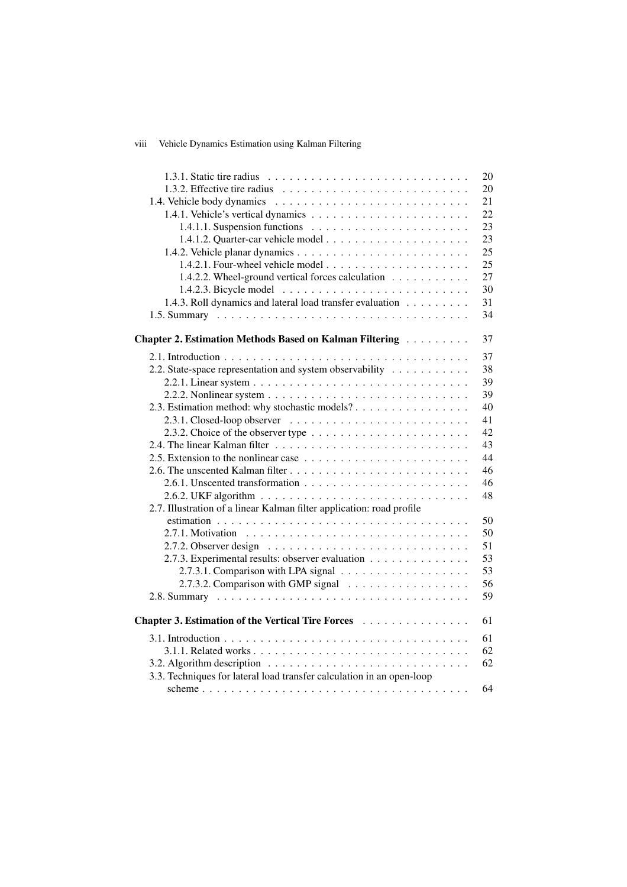1.3.1. Static tire radius . . . . . . . . . . . . . . . . . . . . . . . . . . . . 20
1.3.2. Effective tire radius . . . . . . . . . . . . . . . . . . . . . . . . . . 20
1.4. Vehicle body dynamics . . . . . . . . . . . . . . . . . . . . . . . . . . . 21
1.4.1. Vehicle's vertical dynamics . . . . . . . . . . . . . . . . . . . . . . 22
1.4.1.1. Suspension functions . . . . . . . . . . . . . . . . . . . . . . 23
1.4.1.2. Quarter-car vehicle model . . . . . . . . . . . . . . . . . . . . 23
1.4.2. Vehicle planar dynamics . . . . . . . . . . . . . . . . . . . . . . . . 25
1.4.2.1. Four-wheel vehicle model . . . . . . . . . . . . . . . . . . . . 25
1.4.2.2. Wheel-ground vertical forces calculation . . . . . . . . . . . 27
1.4.2.3. Bicycle model . . . . . . . . . . . . . . . . . . . . . . . . . . 30
1.4.3. Roll dynamics and lateral load transfer evaluation . . . . . . . . . 31
1.5. Summary . . . . . . . . . . . . . . . . . . . . . . . . . . . . . . . . . . . 34

**Chapter 2. Estimation Methods Based on Kalman Filtering** . . . . . . . . . 37

2.1. Introduction . . . . . . . . . . . . . . . . . . . . . . . . . . . . . . . . . . 37
2.2. State-space representation and system observability . . . . . . . . . . . 38
2.2.1. Linear system . . . . . . . . . . . . . . . . . . . . . . . . . . . . . . 39
2.2.2. Nonlinear system . . . . . . . . . . . . . . . . . . . . . . . . . . . . 39
2.3. Estimation method: why stochastic models? . . . . . . . . . . . . . . . . 40
2.3.1. Closed-loop observer . . . . . . . . . . . . . . . . . . . . . . . . . . 41
2.3.2. Choice of the observer type . . . . . . . . . . . . . . . . . . . . . . 42
2.4. The linear Kalman filter . . . . . . . . . . . . . . . . . . . . . . . . . . . 43
2.5. Extension to the nonlinear case . . . . . . . . . . . . . . . . . . . . . . . 44
2.6. The unscented Kalman filter . . . . . . . . . . . . . . . . . . . . . . . . . 46
2.6.1. Unscented transformation . . . . . . . . . . . . . . . . . . . . . . . 46
2.6.2. UKF algorithm . . . . . . . . . . . . . . . . . . . . . . . . . . . . . 48
2.7. Illustration of a linear Kalman filter application: road profile estimation . . . . . . . . . . . . . . . . . . . . . . . . . . . . . . . . . . . . 50
2.7.1. Motivation . . . . . . . . . . . . . . . . . . . . . . . . . . . . . . . . 50
2.7.2. Observer design . . . . . . . . . . . . . . . . . . . . . . . . . . . . . 51
2.7.3. Experimental results: observer evaluation . . . . . . . . . . . . . . 53
2.7.3.1. Comparison with LPA signal . . . . . . . . . . . . . . . . . . 53
2.7.3.2. Comparison with GMP signal . . . . . . . . . . . . . . . . . 56
2.8. Summary . . . . . . . . . . . . . . . . . . . . . . . . . . . . . . . . . . . 59

**Chapter 3. Estimation of the Vertical Tire Forces** . . . . . . . . . . . . . . . 61

3.1. Introduction . . . . . . . . . . . . . . . . . . . . . . . . . . . . . . . . . . 61
3.1.1. Related works . . . . . . . . . . . . . . . . . . . . . . . . . . . . . . 62
3.2. Algorithm description . . . . . . . . . . . . . . . . . . . . . . . . . . . . 62
3.3. Techniques for lateral load transfer calculation in an open-loop scheme . . . . . . . . . . . . . . . . . . . . . . . . . . . . . . . . . . . . . 64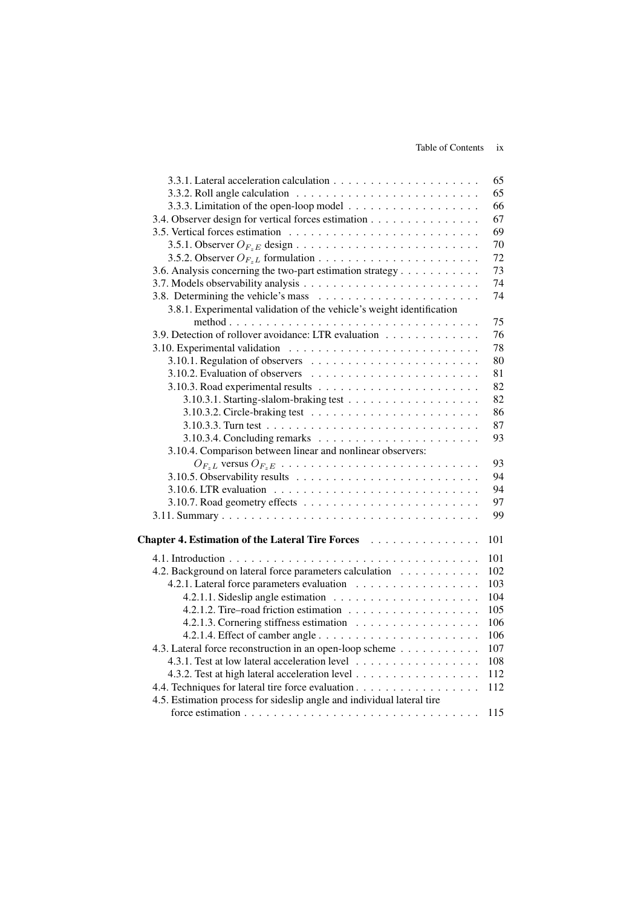3.3.1. Lateral acceleration calculation . . . . . . . . . . . . . . . . . . . . 65
3.3.2. Roll angle calculation . . . . . . . . . . . . . . . . . . . . . . . . . 65
3.3.3. Limitation of the open-loop model . . . . . . . . . . . . . . . . . . 66
3.4. Observer design for vertical forces estimation . . . . . . . . . . . . . . . 67
3.5. Vertical forces estimation . . . . . . . . . . . . . . . . . . . . . . . . . . 69
3.5.1. Observer $O_{F_zE}$ design . . . . . . . . . . . . . . . . . . . . . . . . 70
3.5.2. Observer $O_{F_zL}$ formulation . . . . . . . . . . . . . . . . . . . . . 72
3.6. Analysis concerning the two-part estimation strategy . . . . . . . . . . . 73
3.7. Models observability analysis . . . . . . . . . . . . . . . . . . . . . . . . 74
3.8. Determining the vehicle's mass . . . . . . . . . . . . . . . . . . . . . . . 74
3.8.1. Experimental validation of the vehicle's weight identification method . . . . . . . . . . . . . . . . . . . . . . . . . . . . . . . . . . . 75
3.9. Detection of rollover avoidance: LTR evaluation . . . . . . . . . . . . . 76
3.10. Experimental validation . . . . . . . . . . . . . . . . . . . . . . . . . . 78
3.10.1. Regulation of observers . . . . . . . . . . . . . . . . . . . . . . . 80
3.10.2. Evaluation of observers . . . . . . . . . . . . . . . . . . . . . . . 81
3.10.3. Road experimental results . . . . . . . . . . . . . . . . . . . . . . 82
3.10.3.1. Starting-slalom-braking test . . . . . . . . . . . . . . . . . . 82
3.10.3.2. Circle-braking test . . . . . . . . . . . . . . . . . . . . . . . 86
3.10.3.3. Turn test . . . . . . . . . . . . . . . . . . . . . . . . . . . . . 87
3.10.3.4. Concluding remarks . . . . . . . . . . . . . . . . . . . . . . 93
3.10.4. Comparison between linear and nonlinear observers: $O_{F_zL}$ versus $O_{F_zE}$ . . . . . . . . . . . . . . . . . . . . . . . . . . . 93
3.10.5. Observability results . . . . . . . . . . . . . . . . . . . . . . . . . 94
3.10.6. LTR evaluation . . . . . . . . . . . . . . . . . . . . . . . . . . . . 94
3.10.7. Road geometry effects . . . . . . . . . . . . . . . . . . . . . . . . 97
3.11. Summary . . . . . . . . . . . . . . . . . . . . . . . . . . . . . . . . . . . 99

**Chapter 4. Estimation of the Lateral Tire Forces** . . . . . . . . . . . . . . . 101

4.1. Introduction . . . . . . . . . . . . . . . . . . . . . . . . . . . . . . . . . . 101
4.2. Background on lateral force parameters calculation . . . . . . . . . . . 102
4.2.1. Lateral force parameters evaluation . . . . . . . . . . . . . . . . . 103
4.2.1.1. Sideslip angle estimation . . . . . . . . . . . . . . . . . . . . 104
4.2.1.2. Tire–road friction estimation . . . . . . . . . . . . . . . . . . 105
4.2.1.3. Cornering stiffness estimation . . . . . . . . . . . . . . . . . 106
4.2.1.4. Effect of camber angle . . . . . . . . . . . . . . . . . . . . . . 106
4.3. Lateral force reconstruction in an open-loop scheme . . . . . . . . . . . 107
4.3.1. Test at low lateral acceleration level . . . . . . . . . . . . . . . . . 108
4.3.2. Test at high lateral acceleration level . . . . . . . . . . . . . . . . . 112
4.4. Techniques for lateral tire force evaluation . . . . . . . . . . . . . . . . . 112
4.5. Estimation process for sideslip angle and individual lateral tire force estimation . . . . . . . . . . . . . . . . . . . . . . . . . . . . . . . 115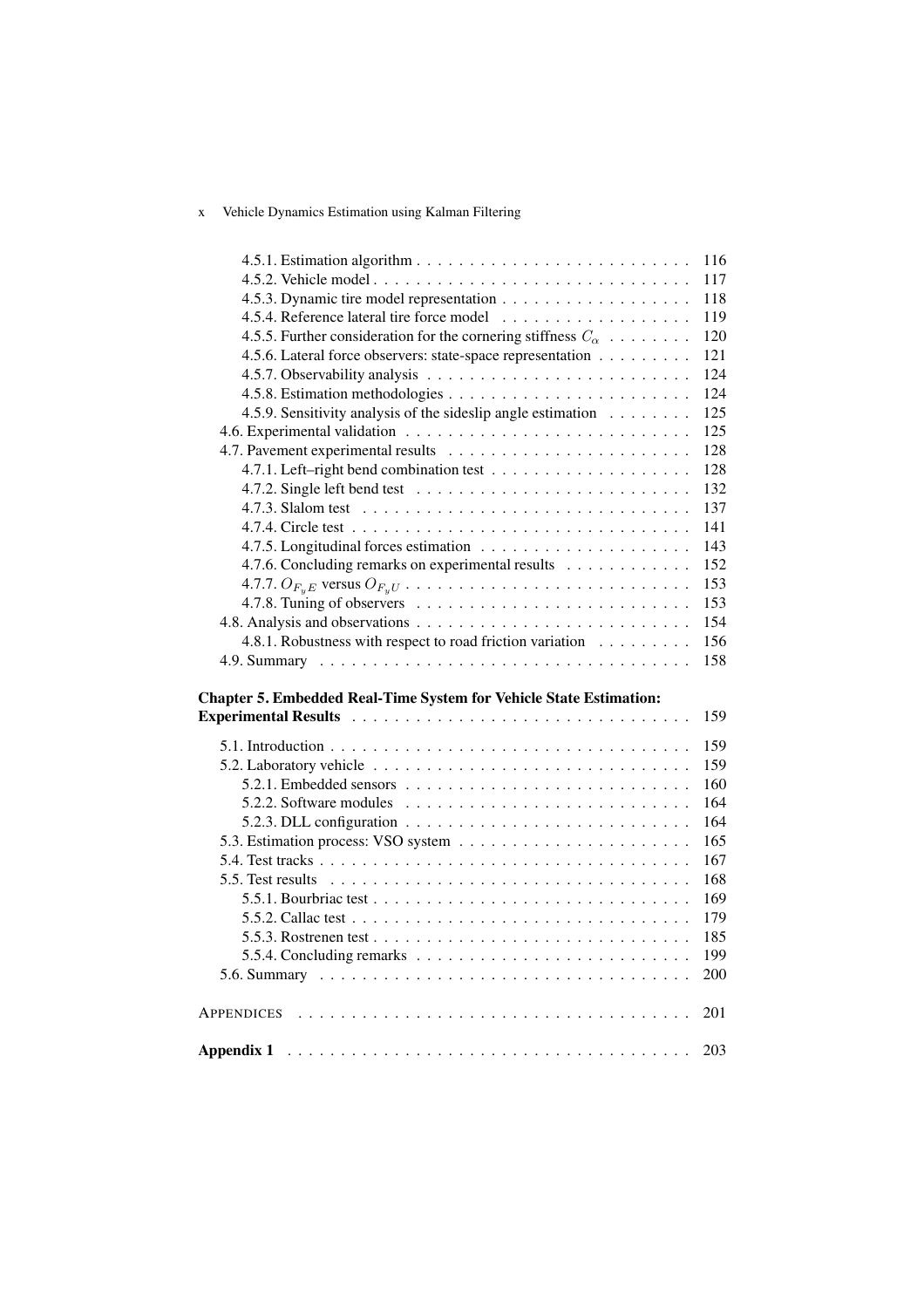4.5.1. Estimation algorithm . . . . . . . . . . . . . . . . . . . . . . . . . . 116
4.5.2. Vehicle model . . . . . . . . . . . . . . . . . . . . . . . . . . . . . . 117
4.5.3. Dynamic tire model representation . . . . . . . . . . . . . . . . . . 118
4.5.4. Reference lateral tire force model . . . . . . . . . . . . . . . . . . 119
4.5.5. Further consideration for the cornering stiffness $C_\alpha$ . . . . . . . . 120
4.5.6. Lateral force observers: state-space representation . . . . . . . . . 121
4.5.7. Observability analysis . . . . . . . . . . . . . . . . . . . . . . . . . 124
4.5.8. Estimation methodologies . . . . . . . . . . . . . . . . . . . . . . . 124
4.5.9. Sensitivity analysis of the sideslip angle estimation . . . . . . . . 125
4.6. Experimental validation . . . . . . . . . . . . . . . . . . . . . . . . . . . 125
4.7. Pavement experimental results . . . . . . . . . . . . . . . . . . . . . . . 128
4.7.1. Left–right bend combination test . . . . . . . . . . . . . . . . . . . 128
4.7.2. Single left bend test . . . . . . . . . . . . . . . . . . . . . . . . . . 132
4.7.3. Slalom test . . . . . . . . . . . . . . . . . . . . . . . . . . . . . . . 137
4.7.4. Circle test . . . . . . . . . . . . . . . . . . . . . . . . . . . . . . . . 141
4.7.5. Longitudinal forces estimation . . . . . . . . . . . . . . . . . . . . 143
4.7.6. Concluding remarks on experimental results . . . . . . . . . . . . 152
4.7.7. $O_{F_yE}$ versus $O_{F_yU}$ . . . . . . . . . . . . . . . . . . . . . . . . . . . 153
4.7.8. Tuning of observers . . . . . . . . . . . . . . . . . . . . . . . . . . 153
4.8. Analysis and observations . . . . . . . . . . . . . . . . . . . . . . . . . . 154
4.8.1. Robustness with respect to road friction variation . . . . . . . . . 156
4.9. Summary . . . . . . . . . . . . . . . . . . . . . . . . . . . . . . . . . . . 158

**Chapter 5. Embedded Real-Time System for Vehicle State Estimation: Experimental Results** . . . . . . . . . . . . . . . . . . . . . . . . . . . . . . . 159

5.1. Introduction . . . . . . . . . . . . . . . . . . . . . . . . . . . . . . . . . 159
5.2. Laboratory vehicle . . . . . . . . . . . . . . . . . . . . . . . . . . . . . . 159
5.2.1. Embedded sensors . . . . . . . . . . . . . . . . . . . . . . . . . . . 160
5.2.2. Software modules . . . . . . . . . . . . . . . . . . . . . . . . . . . . 164
5.2.3. DLL configuration . . . . . . . . . . . . . . . . . . . . . . . . . . . 164
5.3. Estimation process: VSO system . . . . . . . . . . . . . . . . . . . . . . 165
5.4. Test tracks . . . . . . . . . . . . . . . . . . . . . . . . . . . . . . . . . . 167
5.5. Test results . . . . . . . . . . . . . . . . . . . . . . . . . . . . . . . . . . 168
5.5.1. Bourbriac test . . . . . . . . . . . . . . . . . . . . . . . . . . . . . . 169
5.5.2. Callac test . . . . . . . . . . . . . . . . . . . . . . . . . . . . . . . . 179
5.5.3. Rostrenen test . . . . . . . . . . . . . . . . . . . . . . . . . . . . . . 185
5.5.4. Concluding remarks . . . . . . . . . . . . . . . . . . . . . . . . . . 199
5.6. Summary . . . . . . . . . . . . . . . . . . . . . . . . . . . . . . . . . . . 200

APPENDICES . . . . . . . . . . . . . . . . . . . . . . . . . . . . . . . . . . . . 201

**Appendix 1** . . . . . . . . . . . . . . . . . . . . . . . . . . . . . . . . . . . 203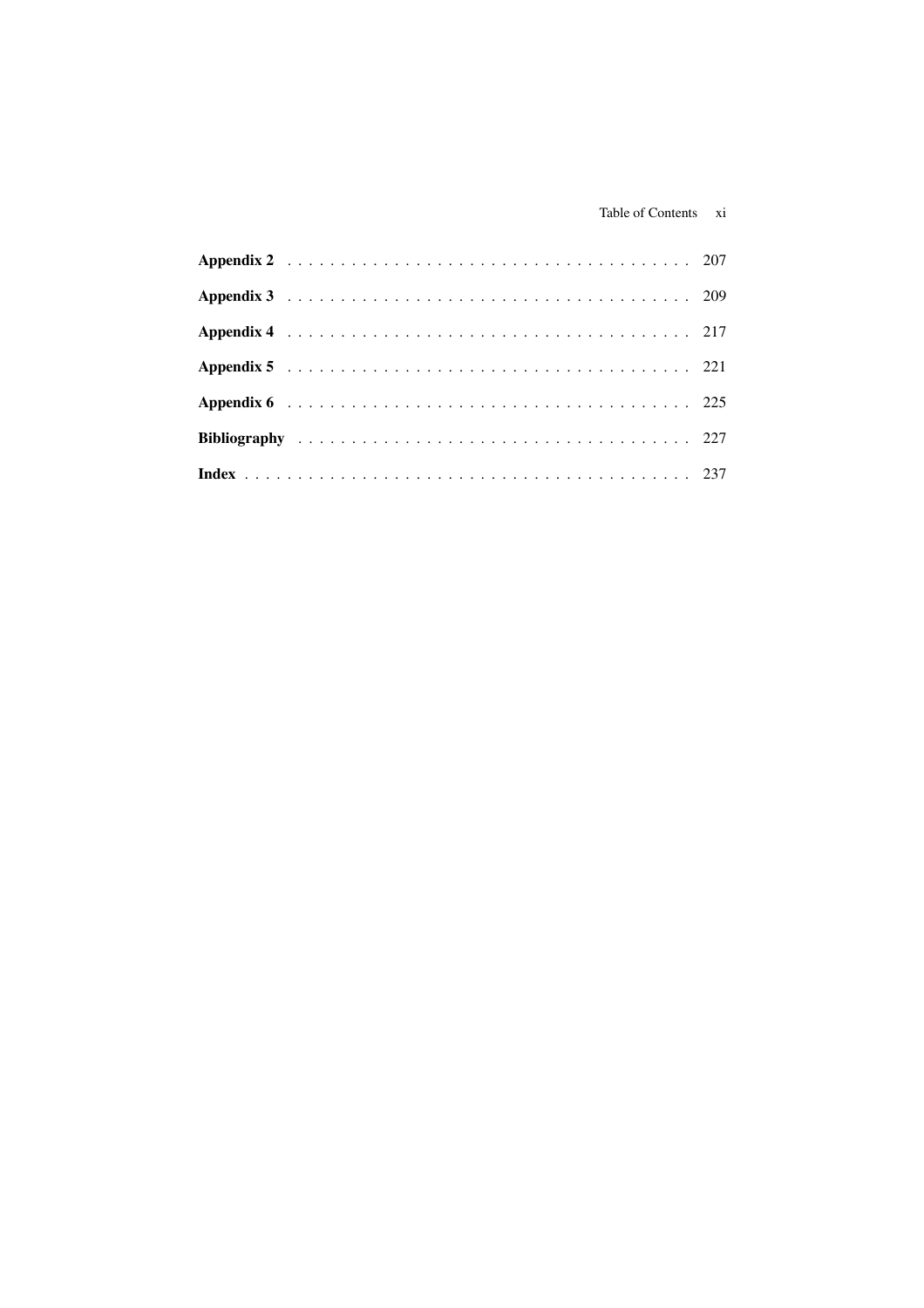**Appendix 2** . . . . . . . . . . . . . . . . . . . . . . . . . . . . . . . . . . . . 207

**Appendix 3** . . . . . . . . . . . . . . . . . . . . . . . . . . . . . . . . . . . . 209

**Appendix 4** . . . . . . . . . . . . . . . . . . . . . . . . . . . . . . . . . . . . 217

**Appendix 5** . . . . . . . . . . . . . . . . . . . . . . . . . . . . . . . . . . . . 221

**Appendix 6** . . . . . . . . . . . . . . . . . . . . . . . . . . . . . . . . . . . . 225

**Bibliography** . . . . . . . . . . . . . . . . . . . . . . . . . . . . . . . . . . . 227

**Index** . . . . . . . . . . . . . . . . . . . . . . . . . . . . . . . . . . . . . . . 237